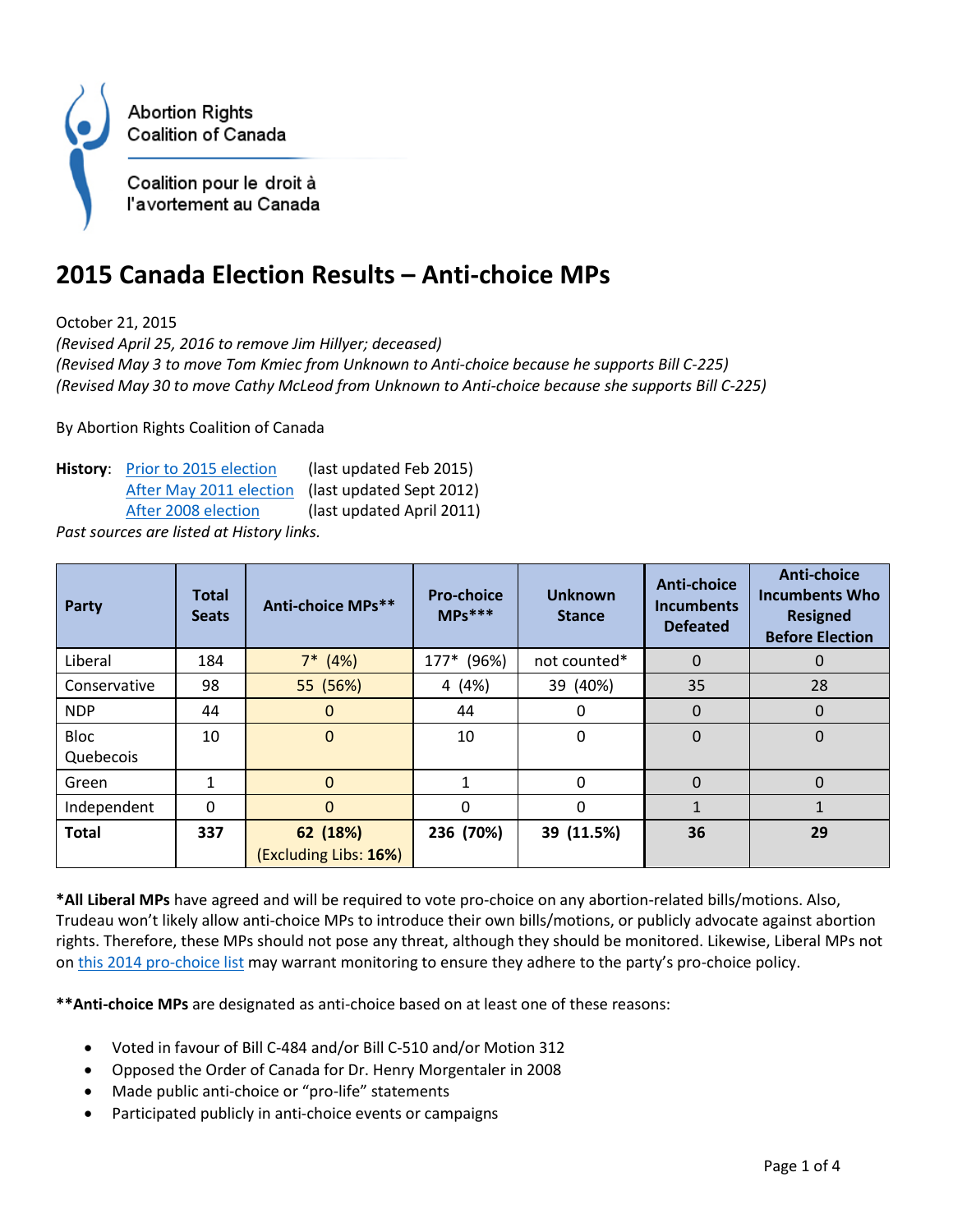Abortion Rights Coalition of Canada

Coalition pour le droit à l'avortement au Canada

# 2015 Canada Election Results – Anti-choice MPs

October 21, 2015

*(Revised April 25, 2016 to remove Jim Hillyer; deceased)*

*(Revised May 3 to move Tom Kmiec from Unknown to Anti-choice because he supports Bill C-225)*

*(Revised May 30 to move Cathy McLeod from Unknown to Anti-choice because she supports Bill C-225)*

By Abortion Rights Coalition of Canada

**History**: Prior to 2015 election (last updated Feb 2015)
After May 2011 election (last updated Sept 2012)
After 2008 election (last updated April 2011)

*Past sources are listed at History links.*

| Party | Total Seats | Anti-choice MPs** | Pro-choice MPs*** | Unknown Stance | Anti-choice Incumbents Defeated | Anti-choice Incumbents Who Resigned Before Election |
|---|---|---|---|---|---|---|
| Liberal | 184 | 7* (4%) | 177* (96%) | not counted* | 0 | 0 |
| Conservative | 98 | 55 (56%) | 4 (4%) | 39 (40%) | 35 | 28 |
| NDP | 44 | 0 | 44 | 0 | 0 | 0 |
| Bloc Quebecois | 10 | 0 | 10 | 0 | 0 | 0 |
| Green | 1 | 0 | 1 | 0 | 0 | 0 |
| Independent | 0 | 0 | 0 | 0 | 1 | 1 |
| **Total** | **337** | **62 (18%)** (Excluding Libs: **16%**) | **236 (70%)** | **39 (11.5%)** | **36** | **29** |

***All Liberal MPs** have agreed and will be required to vote pro-choice on any abortion-related bills/motions. Also, Trudeau won't likely allow anti-choice MPs to introduce their own bills/motions, or publicly advocate against abortion rights. Therefore, these MPs should not pose any threat, although they should be monitored. Likewise, Liberal MPs not on this 2014 pro-choice list may warrant monitoring to ensure they adhere to the party's pro-choice policy.

****Anti-choice MPs** are designated as anti-choice based on at least one of these reasons:

- Voted in favour of Bill C-484 and/or Bill C-510 and/or Motion 312
- Opposed the Order of Canada for Dr. Henry Morgentaler in 2008
- Made public anti-choice or "pro-life" statements
- Participated publicly in anti-choice events or campaigns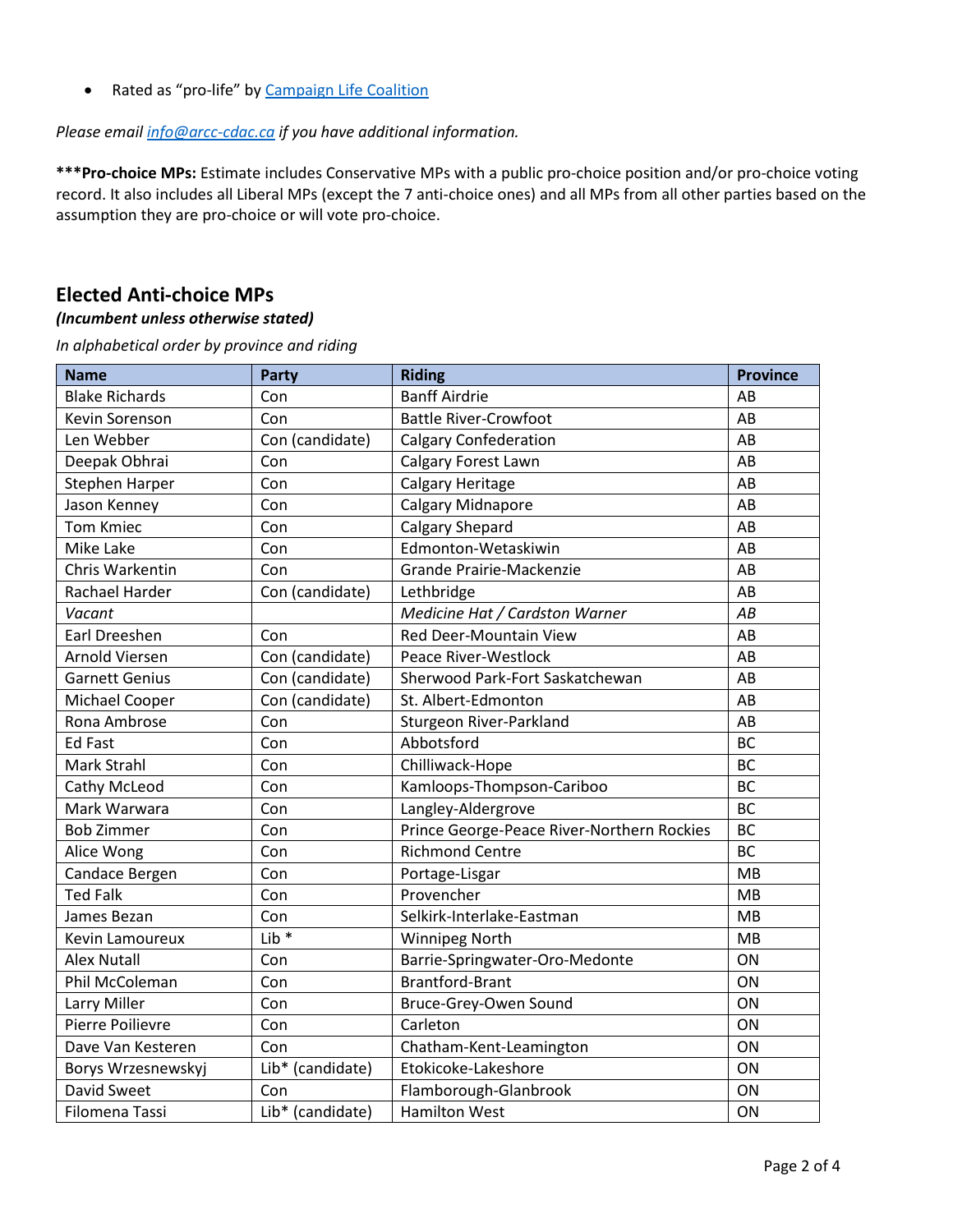- Rated as "pro-life" by [Campaign Life Coalition](#)

*Please email [info@arcc-cdac.ca](mailto:info@arcc-cdac.ca) if you have additional information.*

*****Pro-choice MPs:** Estimate includes Conservative MPs with a public pro-choice position and/or pro-choice voting record. It also includes all Liberal MPs (except the 7 anti-choice ones) and all MPs from all other parties based on the assumption they are pro-choice or will vote pro-choice.

## Elected Anti-choice MPs

***(Incumbent unless otherwise stated)***

*In alphabetical order by province and riding*

| Name | Party | Riding | Province |
|---|---|---|---|
| Blake Richards | Con | Banff Airdrie | AB |
| Kevin Sorenson | Con | Battle River-Crowfoot | AB |
| Len Webber | Con (candidate) | Calgary Confederation | AB |
| Deepak Obhrai | Con | Calgary Forest Lawn | AB |
| Stephen Harper | Con | Calgary Heritage | AB |
| Jason Kenney | Con | Calgary Midnapore | AB |
| Tom Kmiec | Con | Calgary Shepard | AB |
| Mike Lake | Con | Edmonton-Wetaskiwin | AB |
| Chris Warkentin | Con | Grande Prairie-Mackenzie | AB |
| Rachael Harder | Con (candidate) | Lethbridge | AB |
| *Vacant* | | *Medicine Hat / Cardston Warner* | *AB* |
| Earl Dreeshen | Con | Red Deer-Mountain View | AB |
| Arnold Viersen | Con (candidate) | Peace River-Westlock | AB |
| Garnett Genius | Con (candidate) | Sherwood Park-Fort Saskatchewan | AB |
| Michael Cooper | Con (candidate) | St. Albert-Edmonton | AB |
| Rona Ambrose | Con | Sturgeon River-Parkland | AB |
| Ed Fast | Con | Abbotsford | BC |
| Mark Strahl | Con | Chilliwack-Hope | BC |
| Cathy McLeod | Con | Kamloops-Thompson-Cariboo | BC |
| Mark Warwara | Con | Langley-Aldergrove | BC |
| Bob Zimmer | Con | Prince George-Peace River-Northern Rockies | BC |
| Alice Wong | Con | Richmond Centre | BC |
| Candace Bergen | Con | Portage-Lisgar | MB |
| Ted Falk | Con | Provencher | MB |
| James Bezan | Con | Selkirk-Interlake-Eastman | MB |
| Kevin Lamoureux | Lib * | Winnipeg North | MB |
| Alex Nutall | Con | Barrie-Springwater-Oro-Medonte | ON |
| Phil McColeman | Con | Brantford-Brant | ON |
| Larry Miller | Con | Bruce-Grey-Owen Sound | ON |
| Pierre Poilievre | Con | Carleton | ON |
| Dave Van Kesteren | Con | Chatham-Kent-Leamington | ON |
| Borys Wrzesnewskyj | Lib* (candidate) | Etokicoke-Lakeshore | ON |
| David Sweet | Con | Flamborough-Glanbrook | ON |
| Filomena Tassi | Lib* (candidate) | Hamilton West | ON |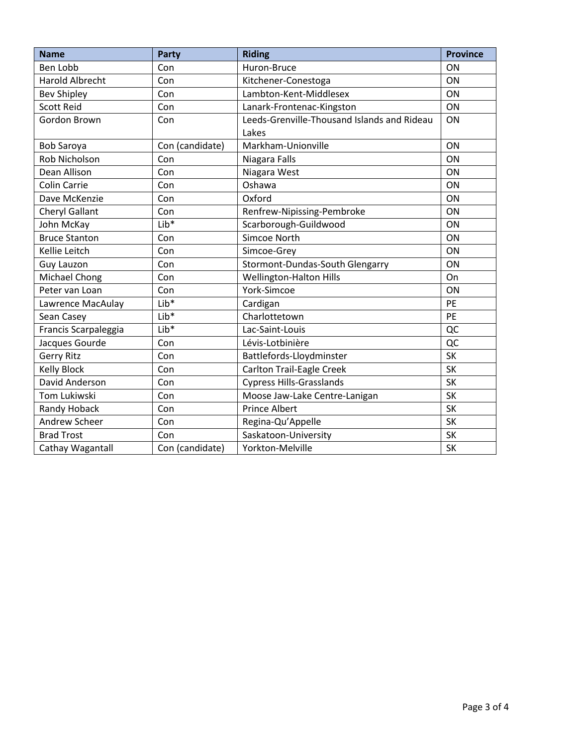| Name | Party | Riding | Province |
|---|---|---|---|
| Ben Lobb | Con | Huron-Bruce | ON |
| Harold Albrecht | Con | Kitchener-Conestoga | ON |
| Bev Shipley | Con | Lambton-Kent-Middlesex | ON |
| Scott Reid | Con | Lanark-Frontenac-Kingston | ON |
| Gordon Brown | Con | Leeds-Grenville-Thousand Islands and Rideau Lakes | ON |
| Bob Saroya | Con (candidate) | Markham-Unionville | ON |
| Rob Nicholson | Con | Niagara Falls | ON |
| Dean Allison | Con | Niagara West | ON |
| Colin Carrie | Con | Oshawa | ON |
| Dave McKenzie | Con | Oxford | ON |
| Cheryl Gallant | Con | Renfrew-Nipissing-Pembroke | ON |
| John McKay | Lib* | Scarborough-Guildwood | ON |
| Bruce Stanton | Con | Simcoe North | ON |
| Kellie Leitch | Con | Simcoe-Grey | ON |
| Guy Lauzon | Con | Stormont-Dundas-South Glengarry | ON |
| Michael Chong | Con | Wellington-Halton Hills | On |
| Peter van Loan | Con | York-Simcoe | ON |
| Lawrence MacAulay | Lib* | Cardigan | PE |
| Sean Casey | Lib* | Charlottetown | PE |
| Francis Scarpaleggia | Lib* | Lac-Saint-Louis | QC |
| Jacques Gourde | Con | Lévis-Lotbinière | QC |
| Gerry Ritz | Con | Battlefords-Lloydminster | SK |
| Kelly Block | Con | Carlton Trail-Eagle Creek | SK |
| David Anderson | Con | Cypress Hills-Grasslands | SK |
| Tom Lukiwski | Con | Moose Jaw-Lake Centre-Lanigan | SK |
| Randy Hoback | Con | Prince Albert | SK |
| Andrew Scheer | Con | Regina-Qu'Appelle | SK |
| Brad Trost | Con | Saskatoon-University | SK |
| Cathay Wagantall | Con (candidate) | Yorkton-Melville | SK |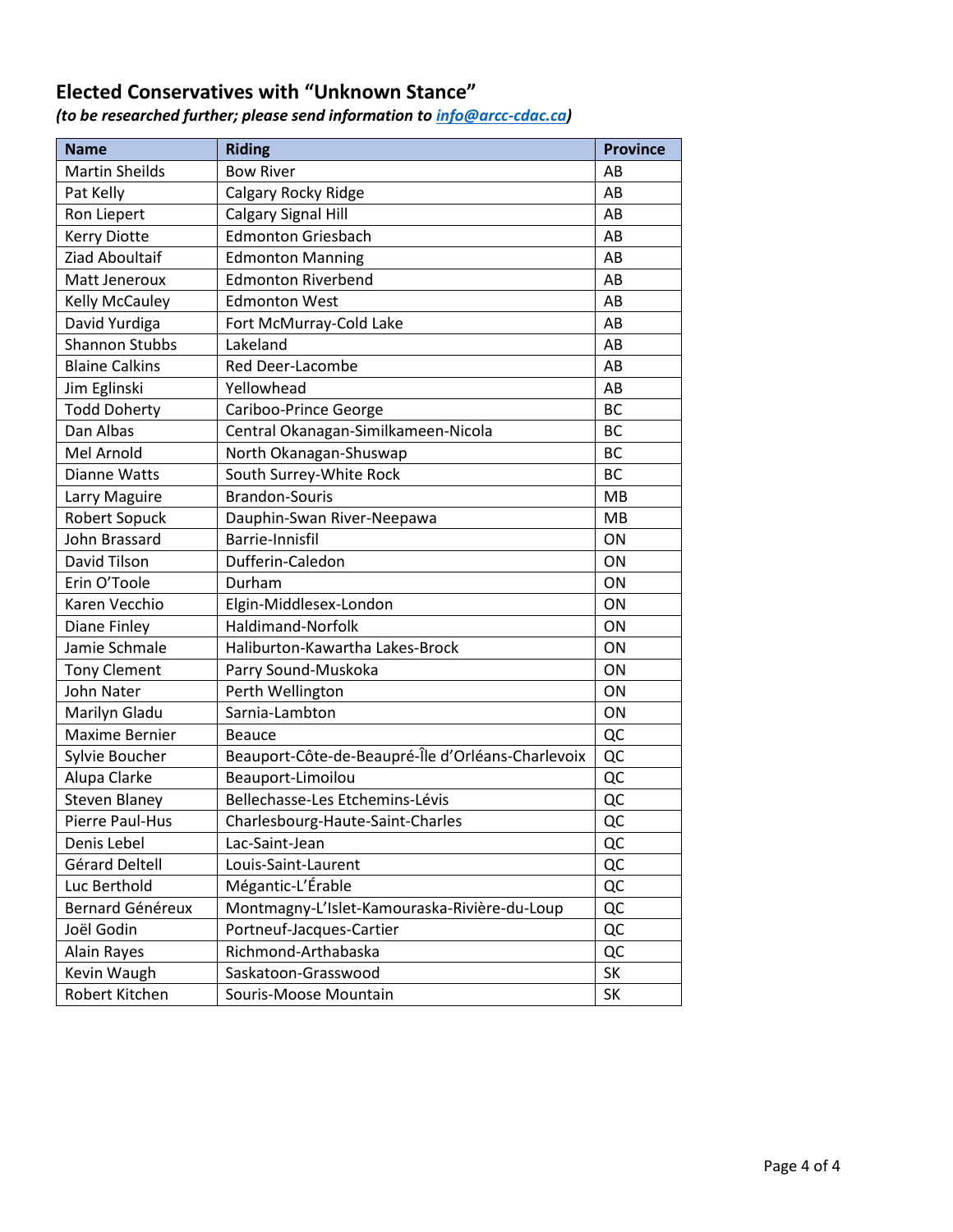## Elected Conservatives with "Unknown Stance"

*(to be researched further; please send information to info@arcc-cdac.ca)*

| Name | Riding | Province |
|---|---|---|
| Martin Sheilds | Bow River | AB |
| Pat Kelly | Calgary Rocky Ridge | AB |
| Ron Liepert | Calgary Signal Hill | AB |
| Kerry Diotte | Edmonton Griesbach | AB |
| Ziad Aboultaif | Edmonton Manning | AB |
| Matt Jeneroux | Edmonton Riverbend | AB |
| Kelly McCauley | Edmonton West | AB |
| David Yurdiga | Fort McMurray-Cold Lake | AB |
| Shannon Stubbs | Lakeland | AB |
| Blaine Calkins | Red Deer-Lacombe | AB |
| Jim Eglinski | Yellowhead | AB |
| Todd Doherty | Cariboo-Prince George | BC |
| Dan Albas | Central Okanagan-Similkameen-Nicola | BC |
| Mel Arnold | North Okanagan-Shuswap | BC |
| Dianne Watts | South Surrey-White Rock | BC |
| Larry Maguire | Brandon-Souris | MB |
| Robert Sopuck | Dauphin-Swan River-Neepawa | MB |
| John Brassard | Barrie-Innisfil | ON |
| David Tilson | Dufferin-Caledon | ON |
| Erin O'Toole | Durham | ON |
| Karen Vecchio | Elgin-Middlesex-London | ON |
| Diane Finley | Haldimand-Norfolk | ON |
| Jamie Schmale | Haliburton-Kawartha Lakes-Brock | ON |
| Tony Clement | Parry Sound-Muskoka | ON |
| John Nater | Perth Wellington | ON |
| Marilyn Gladu | Sarnia-Lambton | ON |
| Maxime Bernier | Beauce | QC |
| Sylvie Boucher | Beauport-Côte-de-Beaupré-Île d'Orléans-Charlevoix | QC |
| Alupa Clarke | Beauport-Limoilou | QC |
| Steven Blaney | Bellechasse-Les Etchemins-Lévis | QC |
| Pierre Paul-Hus | Charlesbourg-Haute-Saint-Charles | QC |
| Denis Lebel | Lac-Saint-Jean | QC |
| Gérard Deltell | Louis-Saint-Laurent | QC |
| Luc Berthold | Mégantic-L'Érable | QC |
| Bernard Généreux | Montmagny-L'Islet-Kamouraska-Rivière-du-Loup | QC |
| Joël Godin | Portneuf-Jacques-Cartier | QC |
| Alain Rayes | Richmond-Arthabaska | QC |
| Kevin Waugh | Saskatoon-Grasswood | SK |
| Robert Kitchen | Souris-Moose Mountain | SK |